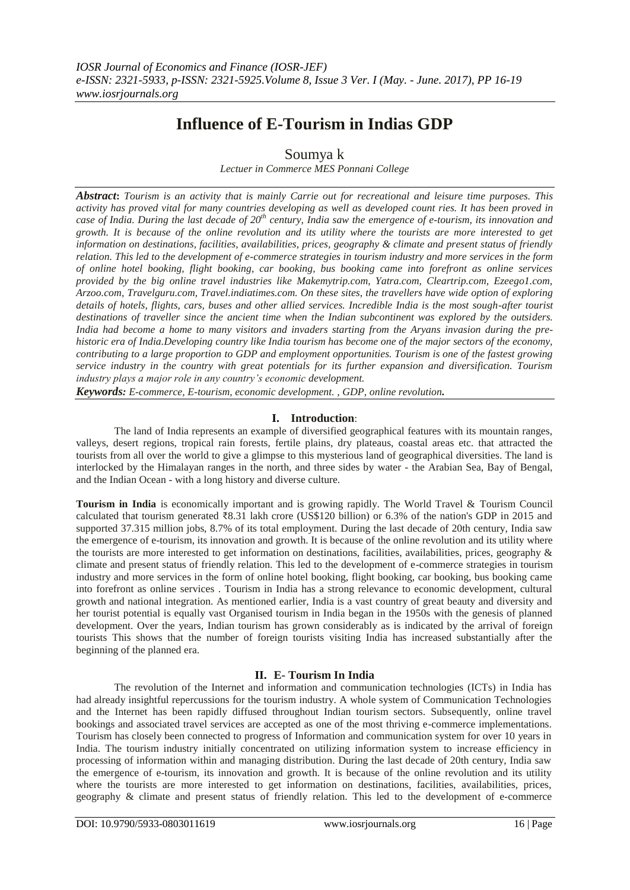# Influence of E-Tourism in Indias GDP

Soumya k

*Lectuer in Commerce MES Ponnani College*

***Abstract*:** *Tourism is an activity that is mainly Carrie out for recreational and leisure time purposes. This activity has proved vital for many countries developing as well as developed count ries. It has been proved in case of India. During the last decade of 20th century, India saw the emergence of e-tourism, its innovation and growth. It is because of the online revolution and its utility where the tourists are more interested to get information on destinations, facilities, availabilities, prices, geography & climate and present status of friendly relation. This led to the development of e-commerce strategies in tourism industry and more services in the form of online hotel booking, flight booking, car booking, bus booking came into forefront as online services provided by the big online travel industries like Makemytrip.com, Yatra.com, Cleartrip.com, Ezeego1.com, Arzoo.com, Travelguru.com, Travel.indiatimes.com. On these sites, the travellers have wide option of exploring details of hotels, flights, cars, buses and other allied services. Incredible India is the most sough-after tourist destinations of traveller since the ancient time when the Indian subcontinent was explored by the outsiders. India had become a home to many visitors and invaders starting from the Aryans invasion during the pre-historic era of India.Developing country like India tourism has become one of the major sectors of the economy, contributing to a large proportion to GDP and employment opportunities. Tourism is one of the fastest growing service industry in the country with great potentials for its further expansion and diversification. Tourism industry plays a major role in any country's economic development.*

***Keywords:*** *E-commerce, E-tourism, economic development. , GDP, online revolution.*

## I. Introduction:

The land of India represents an example of diversified geographical features with its mountain ranges, valleys, desert regions, tropical rain forests, fertile plains, dry plateaus, coastal areas etc. that attracted the tourists from all over the world to give a glimpse to this mysterious land of geographical diversities. The land is interlocked by the Himalayan ranges in the north, and three sides by water - the Arabian Sea, Bay of Bengal, and the Indian Ocean - with a long history and diverse culture.

**Tourism in India** is economically important and is growing rapidly. The World Travel & Tourism Council calculated that tourism generated ₹8.31 lakh crore (US$120 billion) or 6.3% of the nation's GDP in 2015 and supported 37.315 million jobs, 8.7% of its total employment. During the last decade of 20th century, India saw the emergence of e-tourism, its innovation and growth. It is because of the online revolution and its utility where the tourists are more interested to get information on destinations, facilities, availabilities, prices, geography & climate and present status of friendly relation. This led to the development of e-commerce strategies in tourism industry and more services in the form of online hotel booking, flight booking, car booking, bus booking came into forefront as online services . Tourism in India has a strong relevance to economic development, cultural growth and national integration. As mentioned earlier, India is a vast country of great beauty and diversity and her tourist potential is equally vast Organised tourism in India began in the 1950s with the genesis of planned development. Over the years, Indian tourism has grown considerably as is indicated by the arrival of foreign tourists This shows that the number of foreign tourists visiting India has increased substantially after the beginning of the planned era.

## II. E- Tourism In India

The revolution of the Internet and information and communication technologies (ICTs) in India has had already insightful repercussions for the tourism industry. A whole system of Communication Technologies and the Internet has been rapidly diffused throughout Indian tourism sectors. Subsequently, online travel bookings and associated travel services are accepted as one of the most thriving e-commerce implementations. Tourism has closely been connected to progress of Information and communication system for over 10 years in India. The tourism industry initially concentrated on utilizing information system to increase efficiency in processing of information within and managing distribution. During the last decade of 20th century, India saw the emergence of e-tourism, its innovation and growth. It is because of the online revolution and its utility where the tourists are more interested to get information on destinations, facilities, availabilities, prices, geography & climate and present status of friendly relation. This led to the development of e-commerce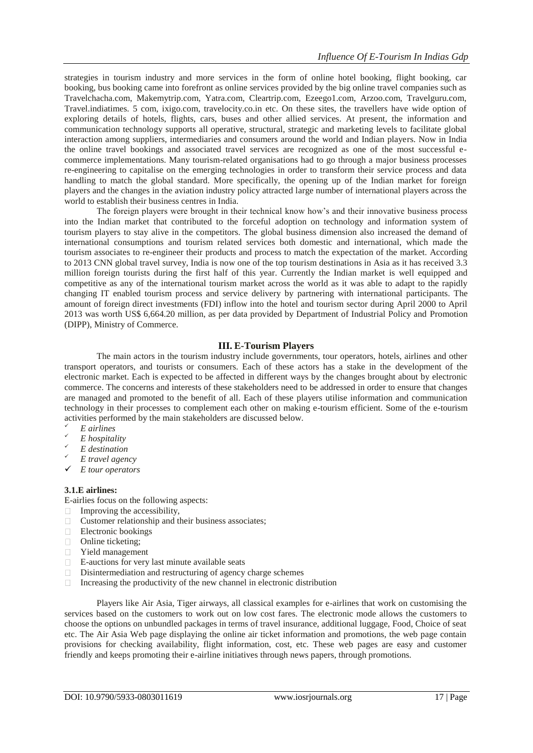strategies in tourism industry and more services in the form of online hotel booking, flight booking, car booking, bus booking came into forefront as online services provided by the big online travel companies such as Travelchacha.com, Makemytrip.com, Yatra.com, Cleartrip.com, Ezeego1.com, Arzoo.com, Travelguru.com, Travel.indiatimes. 5 com, ixigo.com, travelocity.co.in etc. On these sites, the travellers have wide option of exploring details of hotels, flights, cars, buses and other allied services. At present, the information and communication technology supports all operative, structural, strategic and marketing levels to facilitate global interaction among suppliers, intermediaries and consumers around the world and Indian players. Now in India the online travel bookings and associated travel services are recognized as one of the most successful e-commerce implementations. Many tourism-related organisations had to go through a major business processes re-engineering to capitalise on the emerging technologies in order to transform their service process and data handling to match the global standard. More specifically, the opening up of the Indian market for foreign players and the changes in the aviation industry policy attracted large number of international players across the world to establish their business centres in India.

The foreign players were brought in their technical know how's and their innovative business process into the Indian market that contributed to the forceful adoption on technology and information system of tourism players to stay alive in the competitors. The global business dimension also increased the demand of international consumptions and tourism related services both domestic and international, which made the tourism associates to re-engineer their products and process to match the expectation of the market. According to 2013 CNN global travel survey, India is now one of the top tourism destinations in Asia as it has received 3.3 million foreign tourists during the first half of this year. Currently the Indian market is well equipped and competitive as any of the international tourism market across the world as it was able to adapt to the rapidly changing IT enabled tourism process and service delivery by partnering with international participants. The amount of foreign direct investments (FDI) inflow into the hotel and tourism sector during April 2000 to April 2013 was worth US$ 6,664.20 million, as per data provided by Department of Industrial Policy and Promotion (DIPP), Ministry of Commerce.

## III. E-Tourism Players

The main actors in the tourism industry include governments, tour operators, hotels, airlines and other transport operators, and tourists or consumers. Each of these actors has a stake in the development of the electronic market. Each is expected to be affected in different ways by the changes brought about by electronic commerce. The concerns and interests of these stakeholders need to be addressed in order to ensure that changes are managed and promoted to the benefit of all. Each of these players utilise information and communication technology in their processes to complement each other on making e-tourism efficient. Some of the e-tourism activities performed by the main stakeholders are discussed below.

- ✓ *E airlines*
- ✓ *E hospitality*
- ✓ *E destination*
- ✓ *E travel agency*
- ✓ *E tour operators*

### 3.1.E airlines:

E-airlies focus on the following aspects:

- Improving the accessibility,
- Customer relationship and their business associates;
- Electronic bookings
- Online ticketing;
- Yield management
- E-auctions for very last minute available seats
- Disintermediation and restructuring of agency charge schemes
- Increasing the productivity of the new channel in electronic distribution

Players like Air Asia, Tiger airways, all classical examples for e-airlines that work on customising the services based on the customers to work out on low cost fares. The electronic mode allows the customers to choose the options on unbundled packages in terms of travel insurance, additional luggage, Food, Choice of seat etc. The Air Asia Web page displaying the online air ticket information and promotions, the web page contain provisions for checking availability, flight information, cost, etc. These web pages are easy and customer friendly and keeps promoting their e-airline initiatives through news papers, through promotions.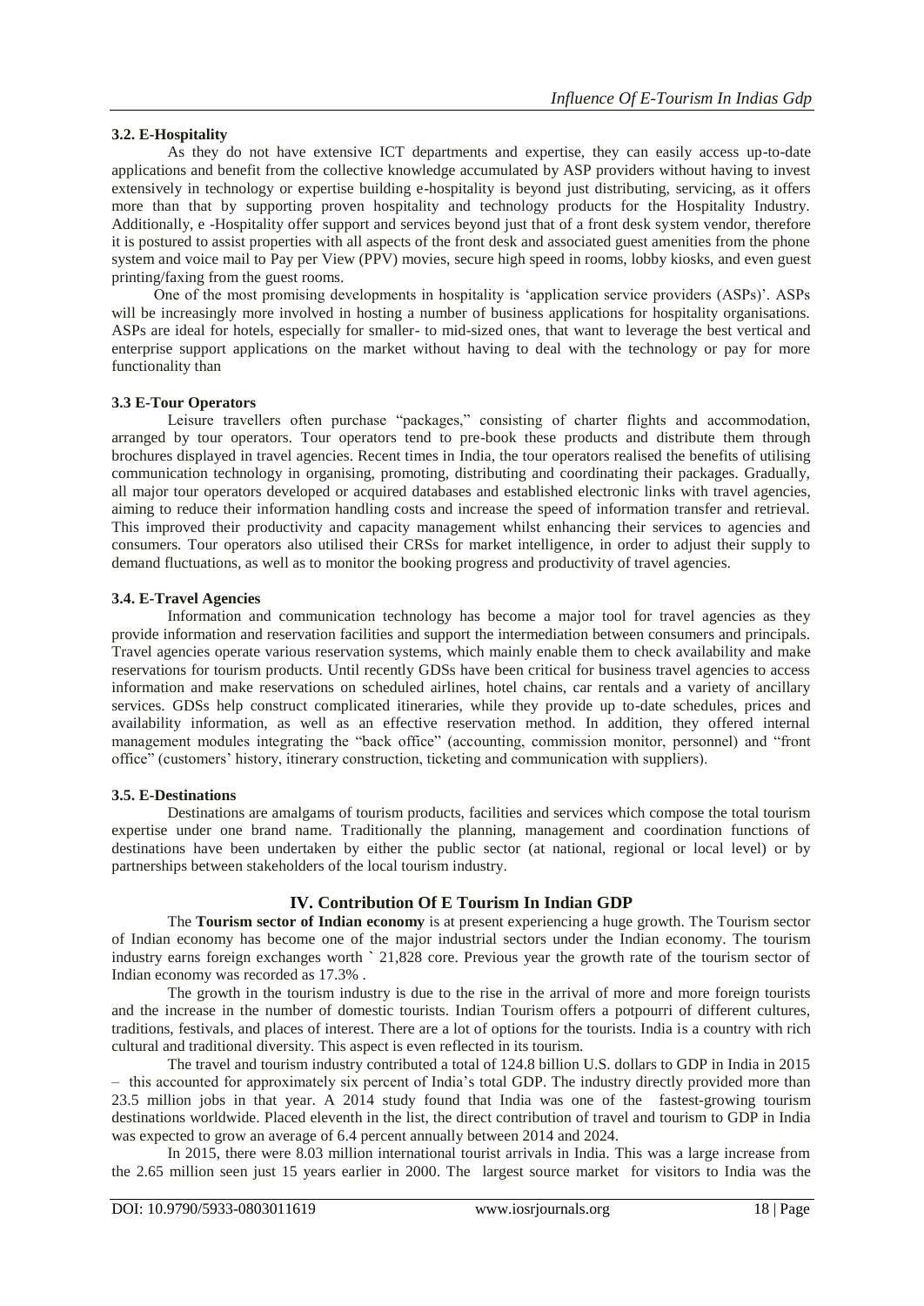### 3.2. E-Hospitality

As they do not have extensive ICT departments and expertise, they can easily access up-to-date applications and benefit from the collective knowledge accumulated by ASP providers without having to invest extensively in technology or expertise building e-hospitality is beyond just distributing, servicing, as it offers more than that by supporting proven hospitality and technology products for the Hospitality Industry. Additionally, e -Hospitality offer support and services beyond just that of a front desk system vendor, therefore it is postured to assist properties with all aspects of the front desk and associated guest amenities from the phone system and voice mail to Pay per View (PPV) movies, secure high speed in rooms, lobby kiosks, and even guest printing/faxing from the guest rooms.

One of the most promising developments in hospitality is 'application service providers (ASPs)'. ASPs will be increasingly more involved in hosting a number of business applications for hospitality organisations. ASPs are ideal for hotels, especially for smaller- to mid-sized ones, that want to leverage the best vertical and enterprise support applications on the market without having to deal with the technology or pay for more functionality than

### 3.3 E-Tour Operators

Leisure travellers often purchase "packages," consisting of charter flights and accommodation, arranged by tour operators. Tour operators tend to pre-book these products and distribute them through brochures displayed in travel agencies. Recent times in India, the tour operators realised the benefits of utilising communication technology in organising, promoting, distributing and coordinating their packages. Gradually, all major tour operators developed or acquired databases and established electronic links with travel agencies, aiming to reduce their information handling costs and increase the speed of information transfer and retrieval. This improved their productivity and capacity management whilst enhancing their services to agencies and consumers. Tour operators also utilised their CRSs for market intelligence, in order to adjust their supply to demand fluctuations, as well as to monitor the booking progress and productivity of travel agencies.

### 3.4. E-Travel Agencies

Information and communication technology has become a major tool for travel agencies as they provide information and reservation facilities and support the intermediation between consumers and principals. Travel agencies operate various reservation systems, which mainly enable them to check availability and make reservations for tourism products. Until recently GDSs have been critical for business travel agencies to access information and make reservations on scheduled airlines, hotel chains, car rentals and a variety of ancillary services. GDSs help construct complicated itineraries, while they provide up to-date schedules, prices and availability information, as well as an effective reservation method. In addition, they offered internal management modules integrating the "back office" (accounting, commission monitor, personnel) and "front office" (customers' history, itinerary construction, ticketing and communication with suppliers).

### 3.5. E-Destinations

Destinations are amalgams of tourism products, facilities and services which compose the total tourism expertise under one brand name. Traditionally the planning, management and coordination functions of destinations have been undertaken by either the public sector (at national, regional or local level) or by partnerships between stakeholders of the local tourism industry.

## IV. Contribution Of E Tourism In Indian GDP

The **Tourism sector of Indian economy** is at present experiencing a huge growth. The Tourism sector of Indian economy has become one of the major industrial sectors under the Indian economy. The tourism industry earns foreign exchanges worth ` 21,828 core. Previous year the growth rate of the tourism sector of Indian economy was recorded as 17.3% .

The growth in the tourism industry is due to the rise in the arrival of more and more foreign tourists and the increase in the number of domestic tourists. Indian Tourism offers a potpourri of different cultures, traditions, festivals, and places of interest. There are a lot of options for the tourists. India is a country with rich cultural and traditional diversity. This aspect is even reflected in its tourism.

The travel and tourism industry contributed a total of 124.8 billion U.S. dollars to GDP in India in 2015 – this accounted for approximately six percent of India's total GDP. The industry directly provided more than 23.5 million jobs in that year. A 2014 study found that India was one of the fastest-growing tourism destinations worldwide. Placed eleventh in the list, the direct contribution of travel and tourism to GDP in India was expected to grow an average of 6.4 percent annually between 2014 and 2024.

In 2015, there were 8.03 million international tourist arrivals in India. This was a large increase from the 2.65 million seen just 15 years earlier in 2000. The largest source market for visitors to India was the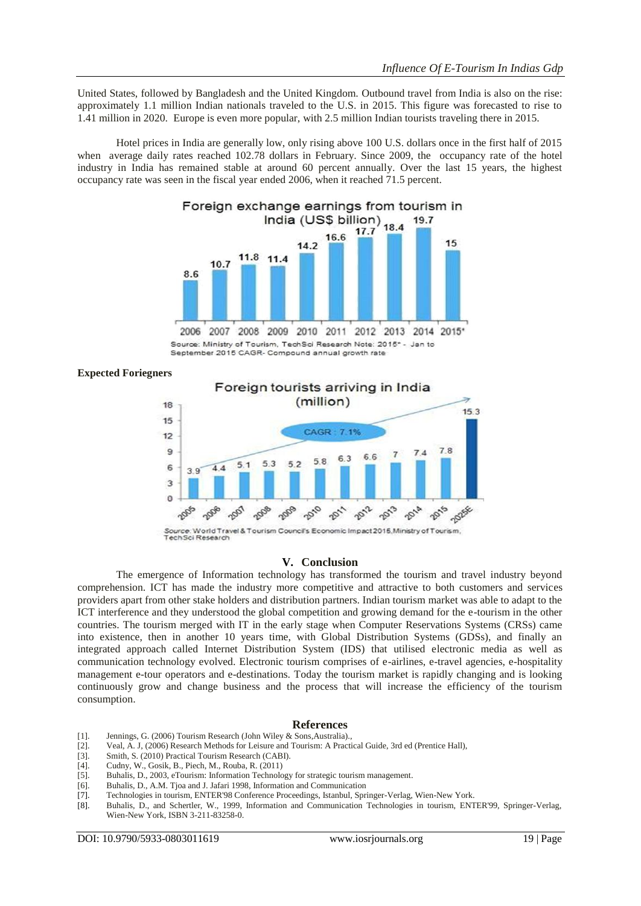United States, followed by Bangladesh and the United Kingdom. Outbound travel from India is also on the rise: approximately 1.1 million Indian nationals traveled to the U.S. in 2015. This figure was forecasted to rise to 1.41 million in 2020. Europe is even more popular, with 2.5 million Indian tourists traveling there in 2015.

Hotel prices in India are generally low, only rising above 100 U.S. dollars once in the first half of 2015 when average daily rates reached 102.78 dollars in February. Since 2009, the occupancy rate of the hotel industry in India has remained stable at around 60 percent annually. Over the last 15 years, the highest occupancy rate was seen in the fiscal year ended 2006, when it reached 71.5 percent.

Foreign exchange earnings from tourism in India (US$ billion)

8.6 10.7 11.8 11.4 14.2 16.6 17.7 18.4 19.7 15

2006 2007 2008 2009 2010 2011 2012 2013 2014 2015*

Source: Ministry of Tourism, TechSci Research Note: 2015* - Jan to September 2015 CAGR- Compound annual growth rate

**Expected Foriegners**

Foreign tourists arriving in India (million)

CAGR : 7.1%

3.9 4.4 5.1 5.3 5.2 5.8 6.3 6.6 7 7.4 7.8 15.3

2005 2006 2007 2008 2009 2010 2011 2012 2013 2014 2015 2025E

Source: World Travel & Tourism Council's Economic Impact 2015, Ministry of Tourism, TechSci Research

## V. Conclusion

The emergence of Information technology has transformed the tourism and travel industry beyond comprehension. ICT has made the industry more competitive and attractive to both customers and services providers apart from other stake holders and distribution partners. Indian tourism market was able to adapt to the ICT interference and they understood the global competition and growing demand for the e-tourism in the other countries. The tourism merged with IT in the early stage when Computer Reservations Systems (CRSs) came into existence, then in another 10 years time, with Global Distribution Systems (GDSs), and finally an integrated approach called Internet Distribution System (IDS) that utilised electronic media as well as communication technology evolved. Electronic tourism comprises of e-airlines, e-travel agencies, e-hospitality management e-tour operators and e-destinations. Today the tourism market is rapidly changing and is looking continuously grow and change business and the process that will increase the efficiency of the tourism consumption.

## References

[1]. Jennings, G. (2006) Tourism Research (John Wiley & Sons,Australia).,
[2]. Veal, A. J, (2006) Research Methods for Leisure and Tourism: A Practical Guide, 3rd ed (Prentice Hall),
[3]. Smith, S. (2010) Practical Tourism Research (CABI).
[4]. Cudny, W., Gosik, B., Piech, M., Rouba, R. (2011)
[5]. Buhalis, D., 2003, eTourism: Information Technology for strategic tourism management.
[6]. Buhalis, D., A.M. Tjoa and J. Jafari 1998, Information and Communication
[7]. Technologies in tourism, ENTER'98 Conference Proceedings, Istanbul, Springer-Verlag, Wien-New York.
[8]. Buhalis, D., and Schertler, W., 1999, Information and Communication Technologies in tourism, ENTER'99, Springer-Verlag, Wien-New York, ISBN 3-211-83258-0.